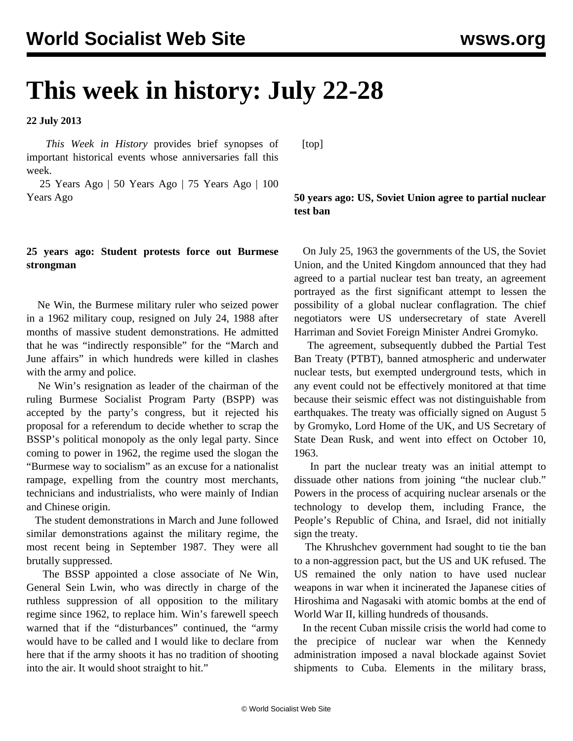# This week in history: July 22-28

**22 July 2013**

*This Week in History* provides brief synopses of important historical events whose anniversaries fall this week.

25 Years Ago | 50 Years Ago | 75 Years Ago | 100 Years Ago

### 25 years ago: Student protests force out Burmese strongman

Ne Win, the Burmese military ruler who seized power in a 1962 military coup, resigned on July 24, 1988 after months of massive student demonstrations. He admitted that he was "indirectly responsible" for the "March and June affairs" in which hundreds were killed in clashes with the army and police.

Ne Win's resignation as leader of the chairman of the ruling Burmese Socialist Program Party (BSPP) was accepted by the party's congress, but it rejected his proposal for a referendum to decide whether to scrap the BSSP's political monopoly as the only legal party. Since coming to power in 1962, the regime used the slogan the "Burmese way to socialism" as an excuse for a nationalist rampage, expelling from the country most merchants, technicians and industrialists, who were mainly of Indian and Chinese origin.

The student demonstrations in March and June followed similar demonstrations against the military regime, the most recent being in September 1987. They were all brutally suppressed.

The BSSP appointed a close associate of Ne Win, General Sein Lwin, who was directly in charge of the ruthless suppression of all opposition to the military regime since 1962, to replace him. Win's farewell speech warned that if the "disturbances" continued, the "army would have to be called and I would like to declare from here that if the army shoots it has no tradition of shooting into the air. It would shoot straight to hit."

[top]

### 50 years ago: US, Soviet Union agree to partial nuclear test ban

On July 25, 1963 the governments of the US, the Soviet Union, and the United Kingdom announced that they had agreed to a partial nuclear test ban treaty, an agreement portrayed as the first significant attempt to lessen the possibility of a global nuclear conflagration. The chief negotiators were US undersecretary of state Averell Harriman and Soviet Foreign Minister Andrei Gromyko.

The agreement, subsequently dubbed the Partial Test Ban Treaty (PTBT), banned atmospheric and underwater nuclear tests, but exempted underground tests, which in any event could not be effectively monitored at that time because their seismic effect was not distinguishable from earthquakes. The treaty was officially signed on August 5 by Gromyko, Lord Home of the UK, and US Secretary of State Dean Rusk, and went into effect on October 10, 1963.

In part the nuclear treaty was an initial attempt to dissuade other nations from joining "the nuclear club." Powers in the process of acquiring nuclear arsenals or the technology to develop them, including France, the People's Republic of China, and Israel, did not initially sign the treaty.

The Khrushchev government had sought to tie the ban to a non-aggression pact, but the US and UK refused. The US remained the only nation to have used nuclear weapons in war when it incinerated the Japanese cities of Hiroshima and Nagasaki with atomic bombs at the end of World War II, killing hundreds of thousands.

In the recent Cuban missile crisis the world had come to the precipice of nuclear war when the Kennedy administration imposed a naval blockade against Soviet shipments to Cuba. Elements in the military brass,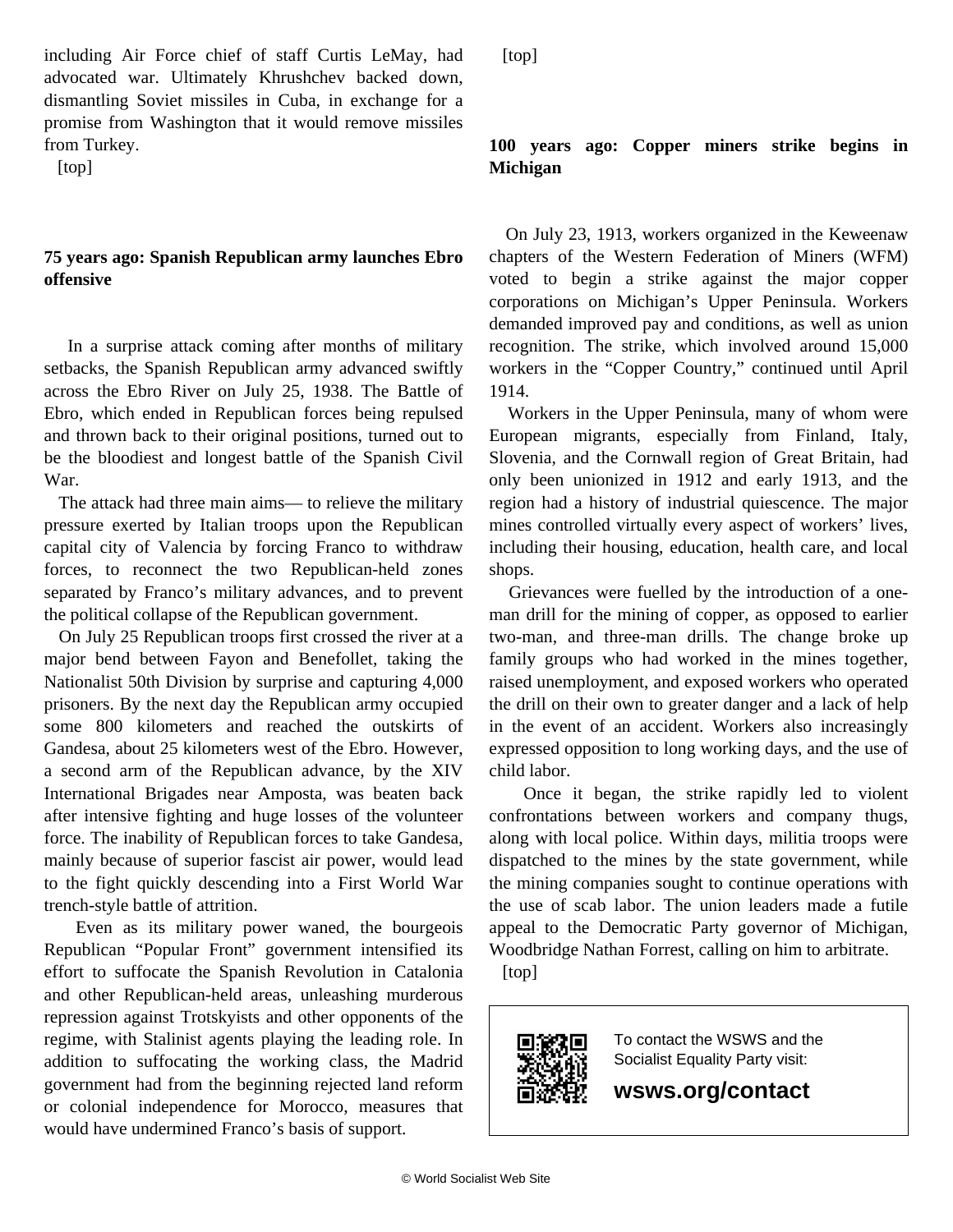including Air Force chief of staff Curtis LeMay, had advocated war. Ultimately Khrushchev backed down, dismantling Soviet missiles in Cuba, in exchange for a promise from Washington that it would remove missiles from Turkey.

[top]

**75 years ago: Spanish Republican army launches Ebro offensive**

In a surprise attack coming after months of military setbacks, the Spanish Republican army advanced swiftly across the Ebro River on July 25, 1938. The Battle of Ebro, which ended in Republican forces being repulsed and thrown back to their original positions, turned out to be the bloodiest and longest battle of the Spanish Civil War.

The attack had three main aims— to relieve the military pressure exerted by Italian troops upon the Republican capital city of Valencia by forcing Franco to withdraw forces, to reconnect the two Republican-held zones separated by Franco's military advances, and to prevent the political collapse of the Republican government.

On July 25 Republican troops first crossed the river at a major bend between Fayon and Benefollet, taking the Nationalist 50th Division by surprise and capturing 4,000 prisoners. By the next day the Republican army occupied some 800 kilometers and reached the outskirts of Gandesa, about 25 kilometers west of the Ebro. However, a second arm of the Republican advance, by the XIV International Brigades near Amposta, was beaten back after intensive fighting and huge losses of the volunteer force. The inability of Republican forces to take Gandesa, mainly because of superior fascist air power, would lead to the fight quickly descending into a First World War trench-style battle of attrition.

Even as its military power waned, the bourgeois Republican "Popular Front" government intensified its effort to suffocate the Spanish Revolution in Catalonia and other Republican-held areas, unleashing murderous repression against Trotskyists and other opponents of the regime, with Stalinist agents playing the leading role. In addition to suffocating the working class, the Madrid government had from the beginning rejected land reform or colonial independence for Morocco, measures that would have undermined Franco's basis of support.

[top]

**100 years ago: Copper miners strike begins in Michigan**

On July 23, 1913, workers organized in the Keweenaw chapters of the Western Federation of Miners (WFM) voted to begin a strike against the major copper corporations on Michigan's Upper Peninsula. Workers demanded improved pay and conditions, as well as union recognition. The strike, which involved around 15,000 workers in the "Copper Country," continued until April 1914.

Workers in the Upper Peninsula, many of whom were European migrants, especially from Finland, Italy, Slovenia, and the Cornwall region of Great Britain, had only been unionized in 1912 and early 1913, and the region had a history of industrial quiescence. The major mines controlled virtually every aspect of workers' lives, including their housing, education, health care, and local shops.

Grievances were fuelled by the introduction of a one-man drill for the mining of copper, as opposed to earlier two-man, and three-man drills. The change broke up family groups who had worked in the mines together, raised unemployment, and exposed workers who operated the drill on their own to greater danger and a lack of help in the event of an accident. Workers also increasingly expressed opposition to long working days, and the use of child labor.

Once it began, the strike rapidly led to violent confrontations between workers and company thugs, along with local police. Within days, militia troops were dispatched to the mines by the state government, while the mining companies sought to continue operations with the use of scab labor. The union leaders made a futile appeal to the Democratic Party governor of Michigan, Woodbridge Nathan Forrest, calling on him to arbitrate.

[top]

To contact the WSWS and the Socialist Equality Party visit:

**wsws.org/contact**